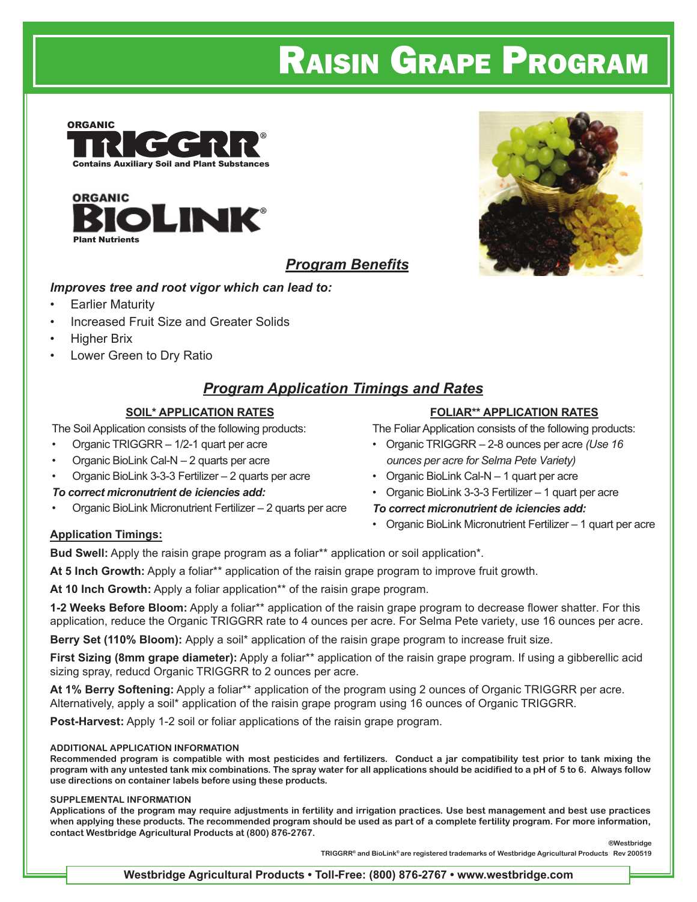# Raisin Grape Program

ORGANIC
**TRIGGRR®**
Contains Auxiliary Soil and Plant Substances

ORGANIC
**BIOLINK®**
Plant Nutrients

## *Program Benefits*

***Improves tree and root vigor which can lead to:***

- Earlier Maturity
- Increased Fruit Size and Greater Solids
- Higher Brix
- Lower Green to Dry Ratio

## *Program Application Timings and Rates*

### SOIL* APPLICATION RATES

The Soil Application consists of the following products:

- Organic TRIGGRR – 1/2-1 quart per acre
- Organic BioLink Cal-N – 2 quarts per acre
- Organic BioLink 3-3-3 Fertilizer – 2 quarts per acre

***To correct micronutrient de iciencies add:***

- Organic BioLink Micronutrient Fertilizer – 2 quarts per acre

### FOLIAR** APPLICATION RATES

The Foliar Application consists of the following products:

- Organic TRIGGRR – 2-8 ounces per acre *(Use 16 ounces per acre for Selma Pete Variety)*
- Organic BioLink Cal-N – 1 quart per acre
- Organic BioLink 3-3-3 Fertilizer – 1 quart per acre

***To correct micronutrient de iciencies add:***

- Organic BioLink Micronutrient Fertilizer – 1 quart per acre

### Application Timings:

**Bud Swell:** Apply the raisin grape program as a foliar** application or soil application*.

**At 5 Inch Growth:** Apply a foliar** application of the raisin grape program to improve fruit growth.

**At 10 Inch Growth:** Apply a foliar application** of the raisin grape program.

**1-2 Weeks Before Bloom:** Apply a foliar** application of the raisin grape program to decrease flower shatter. For this application, reduce the Organic TRIGGRR rate to 4 ounces per acre. For Selma Pete variety, use 16 ounces per acre.

**Berry Set (110% Bloom):** Apply a soil* application of the raisin grape program to increase fruit size.

**First Sizing (8mm grape diameter):** Apply a foliar** application of the raisin grape program. If using a gibberellic acid sizing spray, reducd Organic TRIGGRR to 2 ounces per acre.

**At 1% Berry Softening:** Apply a foliar** application of the program using 2 ounces of Organic TRIGGRR per acre. Alternatively, apply a soil* application of the raisin grape program using 16 ounces of Organic TRIGGRR.

**Post-Harvest:** Apply 1-2 soil or foliar applications of the raisin grape program.

#### ADDITIONAL APPLICATION INFORMATION

**Recommended program is compatible with most pesticides and fertilizers. Conduct a jar compatibility test prior to tank mixing the program with any untested tank mix combinations. The spray water for all applications should be acidified to a pH of 5 to 6. Always follow use directions on container labels before using these products.**

#### SUPPLEMENTAL INFORMATION

**Applications of the program may require adjustments in fertility and irrigation practices. Use best management and best use practices when applying these products. The recommended program should be used as part of a complete fertility program. For more information, contact Westbridge Agricultural Products at (800) 876-2767.**

®Westbridge

TRIGGRR® and BioLink® are registered trademarks of Westbridge Agricultural Products Rev 200519

**Westbridge Agricultural Products • Toll-Free: (800) 876-2767 • www.westbridge.com**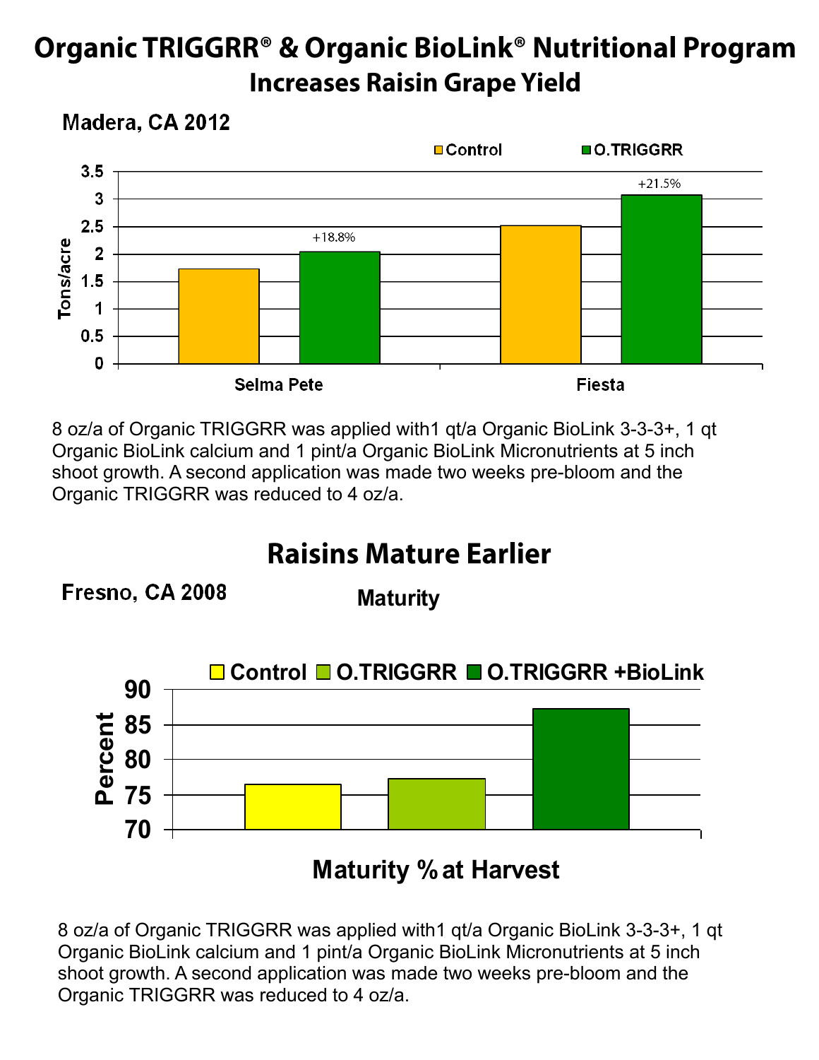# Organic TRIGGRR® & Organic BioLink® Nutritional Program
## Increases Raisin Grape Yield

Madera, CA 2012

Control
O.TRIGGRR

Tons/acre

3.5
3
2.5
2
1.5
1
0.5
0

+18.8%
+21.5%

Selma Pete
Fiesta

8 oz/a of Organic TRIGGRR was applied with1 qt/a Organic BioLink 3-3-3+, 1 qt Organic BioLink calcium and 1 pint/a Organic BioLink Micronutrients at 5 inch shoot growth. A second application was made two weeks pre-bloom and the Organic TRIGGRR was reduced to 4 oz/a.

## Raisins Mature Earlier

Fresno, CA 2008

Maturity

Control
O.TRIGGRR
O.TRIGGRR +BioLink

Percent

90
85
80
75
70

Maturity % at Harvest

8 oz/a of Organic TRIGGRR was applied with1 qt/a Organic BioLink 3-3-3+, 1 qt Organic BioLink calcium and 1 pint/a Organic BioLink Micronutrients at 5 inch shoot growth. A second application was made two weeks pre-bloom and the Organic TRIGGRR was reduced to 4 oz/a.